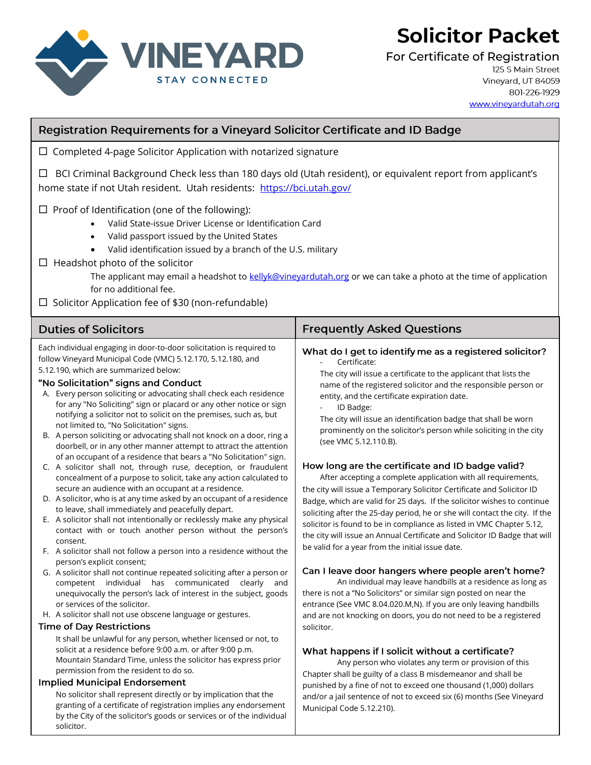VINEYARD

STAY CONNECTED

# Solicitor Packet

For Certificate of Registration

125 S Main Street
Vineyard, UT 84059
801-226-1929
www.vineyardutah.org

## Registration Requirements for a Vineyard Solicitor Certificate and ID Badge

- ☐ Completed 4-page Solicitor Application with notarized signature
- ☐ BCI Criminal Background Check less than 180 days old (Utah resident), or equivalent report from applicant's home state if not Utah resident. Utah residents: https://bci.utah.gov/
- ☐ Proof of Identification (one of the following):
  - Valid State-issue Driver License or Identification Card
  - Valid passport issued by the United States
  - Valid identification issued by a branch of the U.S. military
- ☐ Headshot photo of the solicitor

  The applicant may email a headshot to kellyk@vineyardutah.org or we can take a photo at the time of application for no additional fee.
- ☐ Solicitor Application fee of $30 (non-refundable)

## Duties of Solicitors

Each individual engaging in door-to-door solicitation is required to follow Vineyard Municipal Code (VMC) 5.12.170, 5.12.180, and 5.12.190, which are summarized below:

### "No Solicitation" signs and Conduct

A. Every person soliciting or advocating shall check each residence for any "No Soliciting" sign or placard or any other notice or sign notifying a solicitor not to solicit on the premises, such as, but not limited to, "No Solicitation" signs.
B. A person soliciting or advocating shall not knock on a door, ring a doorbell, or in any other manner attempt to attract the attention of an occupant of a residence that bears a "No Solicitation" sign.
C. A solicitor shall not, through ruse, deception, or fraudulent concealment of a purpose to solicit, take any action calculated to secure an audience with an occupant at a residence.
D. A solicitor, who is at any time asked by an occupant of a residence to leave, shall immediately and peacefully depart.
E. A solicitor shall not intentionally or recklessly make any physical contact with or touch another person without the person's consent.
F. A solicitor shall not follow a person into a residence without the person's explicit consent;
G. A solicitor shall not continue repeated soliciting after a person or competent individual has communicated clearly and unequivocally the person's lack of interest in the subject, goods or services of the solicitor.
H. A solicitor shall not use obscene language or gestures.

### Time of Day Restrictions

It shall be unlawful for any person, whether licensed or not, to solicit at a residence before 9:00 a.m. or after 9:00 p.m. Mountain Standard Time, unless the solicitor has express prior permission from the resident to do so.

### Implied Municipal Endorsement

No solicitor shall represent directly or by implication that the granting of a certificate of registration implies any endorsement by the City of the solicitor's goods or services or of the individual solicitor.

## Frequently Asked Questions

### What do I get to identify me as a registered solicitor?

- Certificate:

  The city will issue a certificate to the applicant that lists the name of the registered solicitor and the responsible person or entity, and the certificate expiration date.
- ID Badge:

  The city will issue an identification badge that shall be worn prominently on the solicitor's person while soliciting in the city (see VMC 5.12.110.B).

### How long are the certificate and ID badge valid?

After accepting a complete application with all requirements, the city will issue a Temporary Solicitor Certificate and Solicitor ID Badge, which are valid for 25 days. If the solicitor wishes to continue soliciting after the 25-day period, he or she will contact the city. If the solicitor is found to be in compliance as listed in VMC Chapter 5.12, the city will issue an Annual Certificate and Solicitor ID Badge that will be valid for a year from the initial issue date.

### Can I leave door hangers where people aren't home?

An individual may leave handbills at a residence as long as there is not a "No Solicitors" or similar sign posted on near the entrance (See VMC 8.04.020.M,N). If you are only leaving handbills and are not knocking on doors, you do not need to be a registered solicitor.

### What happens if I solicit without a certificate?

Any person who violates any term or provision of this Chapter shall be guilty of a class B misdemeanor and shall be punished by a fine of not to exceed one thousand (1,000) dollars and/or a jail sentence of not to exceed six (6) months (See Vineyard Municipal Code 5.12.210).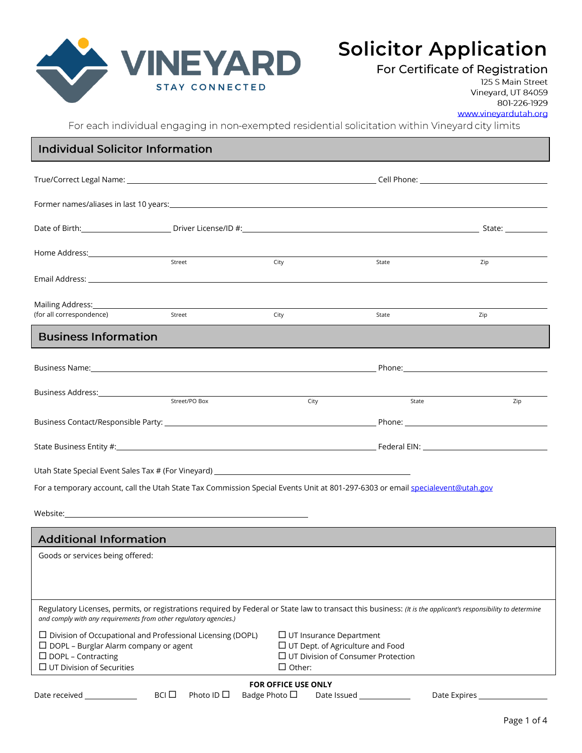VINEYARD

STAY CONNECTED

# Solicitor Application

## For Certificate of Registration

125 S Main Street
Vineyard, UT 84059
801-226-1929
www.vineyardutah.org

For each individual engaging in non-exempted residential solicitation within Vineyard city limits

## Individual Solicitor Information

True/Correct Legal Name: ____________________ Cell Phone: ____________________

Former names/aliases in last 10 years: ____________________

Date of Birth: __________ Driver License/ID #: ____________________ State: __________

Home Address: ____________________
Street City State Zip

Email Address: ____________________

Mailing Address: ____________________
(for all correspondence) Street City State Zip

## Business Information

Business Name: ____________________ Phone: ____________________

Business Address: ____________________
Street/PO Box City State Zip

Business Contact/Responsible Party: ____________________ Phone: ____________________

State Business Entity #: ____________________ Federal EIN: ____________________

Utah State Special Event Sales Tax # (For Vineyard) ____________________

For a temporary account, call the Utah State Tax Commission Special Events Unit at 801-297-6303 or email specialevent@utah.gov

Website: ____________________

## Additional Information

Goods or services being offered:

Regulatory Licenses, permits, or registrations required by Federal or State law to transact this business: *(It is the applicant's responsibility to determine and comply with any requirements from other regulatory agencies.)*

- ☐ Division of Occupational and Professional Licensing (DOPL)
- ☐ DOPL – Burglar Alarm company or agent
- ☐ DOPL – Contracting
- ☐ UT Division of Securities
- ☐ UT Insurance Department
- ☐ UT Dept. of Agriculture and Food
- ☐ UT Division of Consumer Protection
- ☐ Other:

**FOR OFFICE USE ONLY**

Date received __________ BCI ☐ Photo ID ☐ Badge Photo ☐ Date Issued __________ Date Expires __________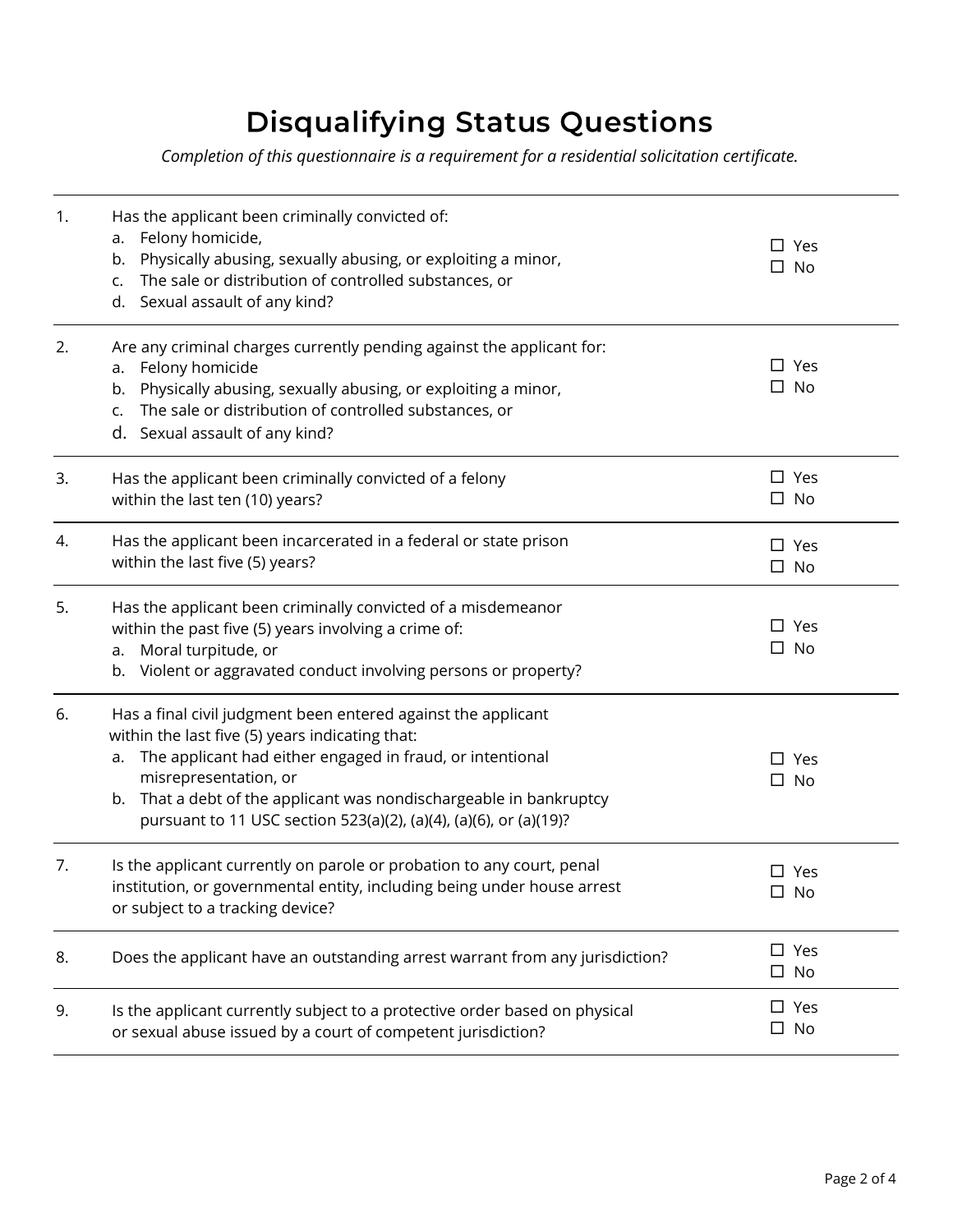# Disqualifying Status Questions

*Completion of this questionnaire is a requirement for a residential solicitation certificate.*

| | | |
|---|---|---|
| 1. | Has the applicant been criminally convicted of:<br>a. Felony homicide,<br>b. Physically abusing, sexually abusing, or exploiting a minor,<br>c. The sale or distribution of controlled substances, or<br>d. Sexual assault of any kind? | ☐ Yes<br>☐ No |
| 2. | Are any criminal charges currently pending against the applicant for:<br>a. Felony homicide<br>b. Physically abusing, sexually abusing, or exploiting a minor,<br>c. The sale or distribution of controlled substances, or<br>d. Sexual assault of any kind? | ☐ Yes<br>☐ No |
| 3. | Has the applicant been criminally convicted of a felony within the last ten (10) years? | ☐ Yes<br>☐ No |
| 4. | Has the applicant been incarcerated in a federal or state prison within the last five (5) years? | ☐ Yes<br>☐ No |
| 5. | Has the applicant been criminally convicted of a misdemeanor within the past five (5) years involving a crime of:<br>a. Moral turpitude, or<br>b. Violent or aggravated conduct involving persons or property? | ☐ Yes<br>☐ No |
| 6. | Has a final civil judgment been entered against the applicant within the last five (5) years indicating that:<br>a. The applicant had either engaged in fraud, or intentional misrepresentation, or<br>b. That a debt of the applicant was nondischargeable in bankruptcy pursuant to 11 USC section 523(a)(2), (a)(4), (a)(6), or (a)(19)? | ☐ Yes<br>☐ No |
| 7. | Is the applicant currently on parole or probation to any court, penal institution, or governmental entity, including being under house arrest or subject to a tracking device? | ☐ Yes<br>☐ No |
| 8. | Does the applicant have an outstanding arrest warrant from any jurisdiction? | ☐ Yes<br>☐ No |
| 9. | Is the applicant currently subject to a protective order based on physical or sexual abuse issued by a court of competent jurisdiction? | ☐ Yes<br>☐ No |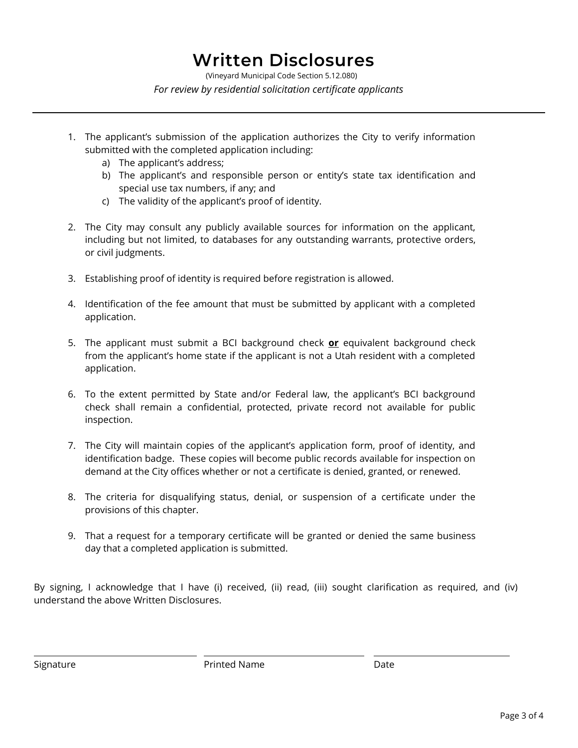# Written Disclosures

(Vineyard Municipal Code Section 5.12.080)

*For review by residential solicitation certificate applicants*

---

1. The applicant's submission of the application authorizes the City to verify information submitted with the completed application including:
   a) The applicant's address;
   b) The applicant's and responsible person or entity's state tax identification and special use tax numbers, if any; and
   c) The validity of the applicant's proof of identity.

2. The City may consult any publicly available sources for information on the applicant, including but not limited, to databases for any outstanding warrants, protective orders, or civil judgments.

3. Establishing proof of identity is required before registration is allowed.

4. Identification of the fee amount that must be submitted by applicant with a completed application.

5. The applicant must submit a BCI background check **<u>or</u>** equivalent background check from the applicant's home state if the applicant is not a Utah resident with a completed application.

6. To the extent permitted by State and/or Federal law, the applicant's BCI background check shall remain a confidential, protected, private record not available for public inspection.

7. The City will maintain copies of the applicant's application form, proof of identity, and identification badge. These copies will become public records available for inspection on demand at the City offices whether or not a certificate is denied, granted, or renewed.

8. The criteria for disqualifying status, denial, or suspension of a certificate under the provisions of this chapter.

9. That a request for a temporary certificate will be granted or denied the same business day that a completed application is submitted.

By signing, I acknowledge that I have (i) received, (ii) read, (iii) sought clarification as required, and (iv) understand the above Written Disclosures.

| | | |
|---|---|---|
| ______________________ | ______________________ | ______________________ |
| Signature | Printed Name | Date |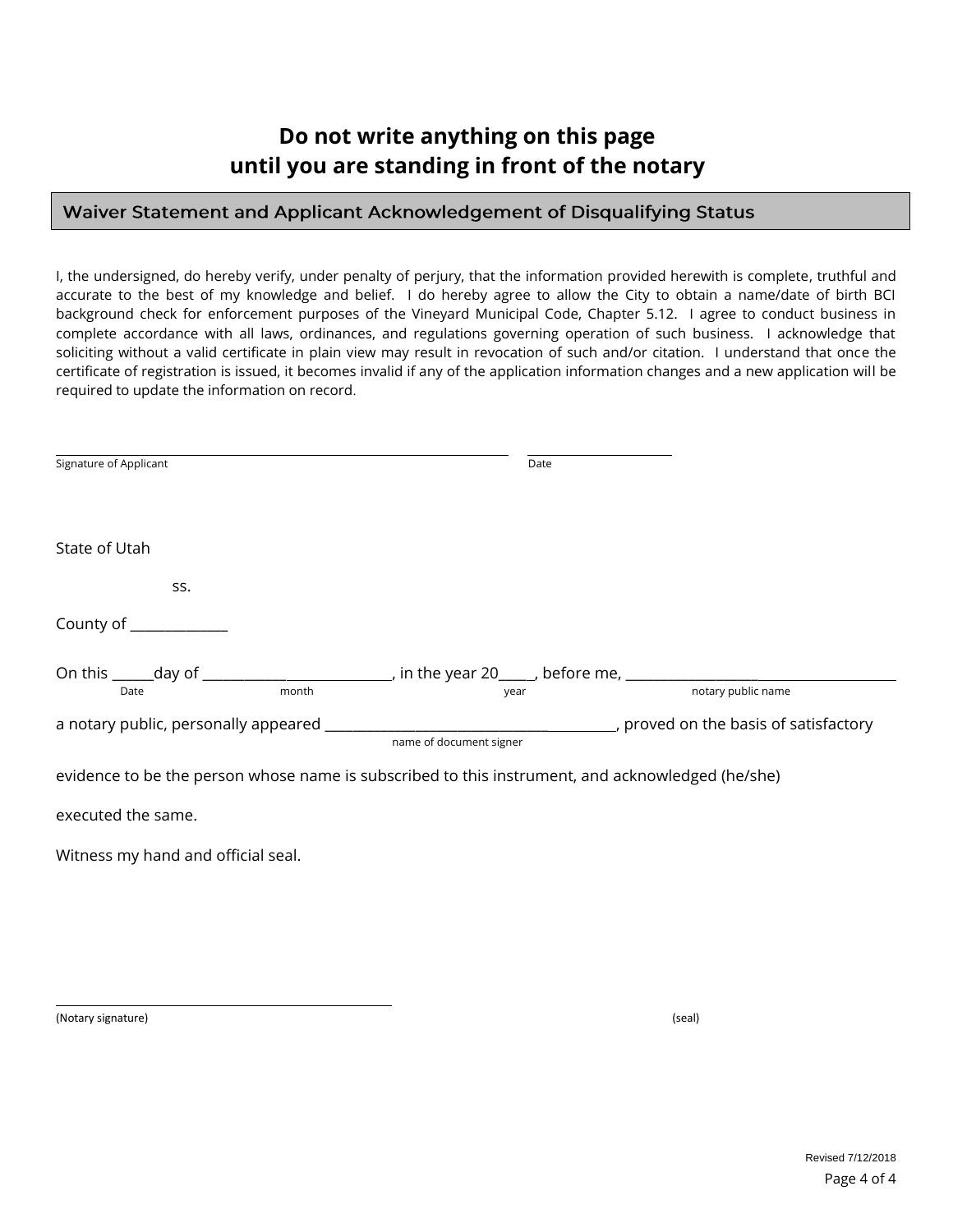# Do not write anything on this page until you are standing in front of the notary

## Waiver Statement and Applicant Acknowledgement of Disqualifying Status

I, the undersigned, do hereby verify, under penalty of perjury, that the information provided herewith is complete, truthful and accurate to the best of my knowledge and belief. I do hereby agree to allow the City to obtain a name/date of birth BCI background check for enforcement purposes of the Vineyard Municipal Code, Chapter 5.12. I agree to conduct business in complete accordance with all laws, ordinances, and regulations governing operation of such business. I acknowledge that soliciting without a valid certificate in plain view may result in revocation of such and/or citation. I understand that once the certificate of registration is issued, it becomes invalid if any of the application information changes and a new application will be required to update the information on record.

_______________________________________________ &nbsp;&nbsp;&nbsp; ____________________

Signature of Applicant &nbsp;&nbsp;&nbsp; Date

State of Utah

ss.

County of ______________

On this ______day of ___________________________, in the year 20_____, before me, _______________________________________
(Date) (month) (year) (notary public name)

a notary public, personally appeared _______________________________________________, proved on the basis of satisfactory
(name of document signer)

evidence to be the person whose name is subscribed to this instrument, and acknowledged (he/she)

executed the same.

Witness my hand and official seal.

_______________________________________________

(Notary signature) &nbsp;&nbsp;&nbsp; (seal)

Revised 7/12/2018